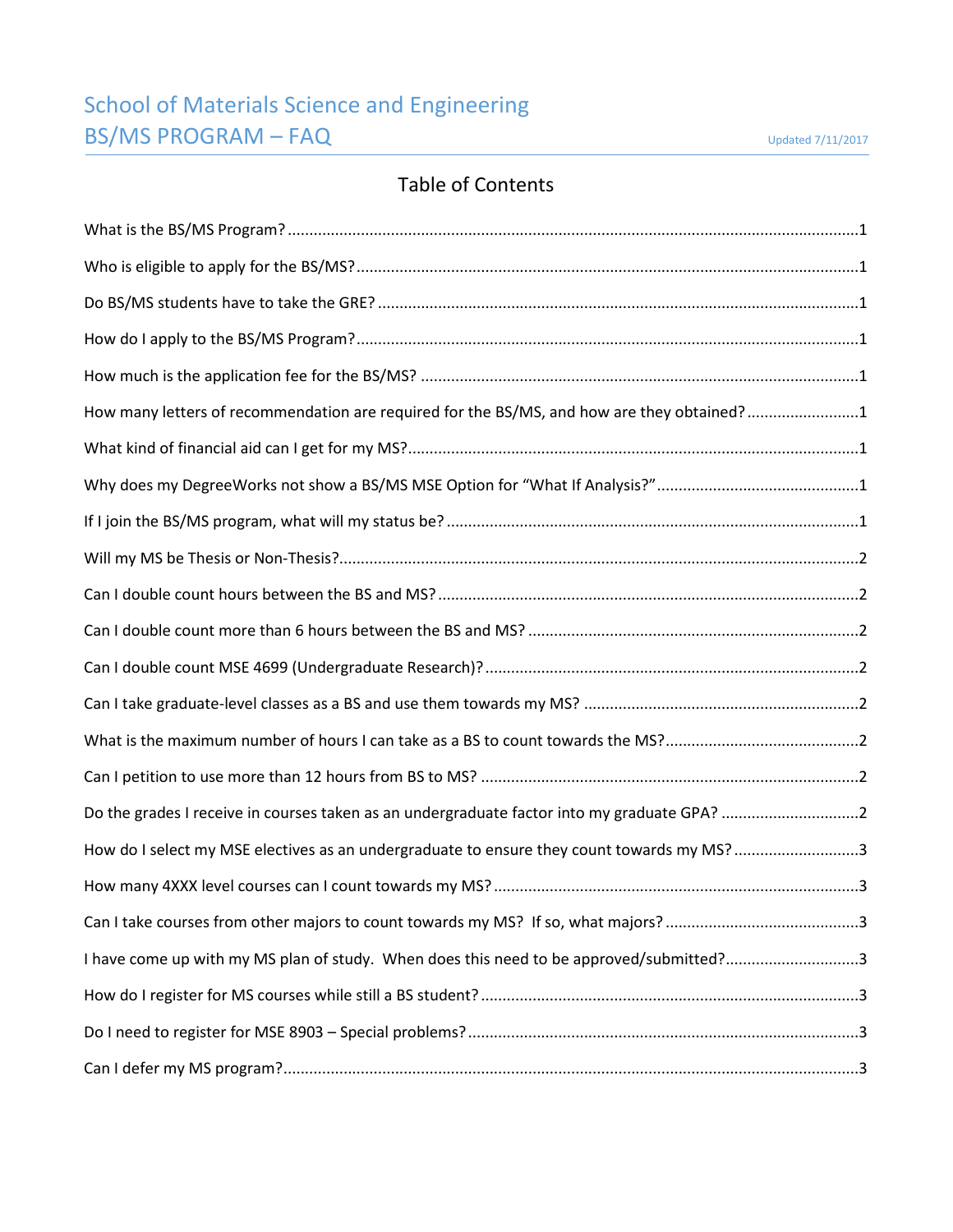# School of Materials Science and Engineering
# BS/MS PROGRAM – FAQ

Updated 7/11/2017

## Table of Contents

What is the BS/MS Program? ....................................................................................................................1

Who is eligible to apply for the BS/MS? ...................................................................................................1

Do BS/MS students have to take the GRE? ..............................................................................................1

How do I apply to the BS/MS Program? ...................................................................................................1

How much is the application fee for the BS/MS? .....................................................................................1

How many letters of recommendation are required for the BS/MS, and how are they obtained? ..........................1

What kind of financial aid can I get for my MS? .......................................................................................1

Why does my DegreeWorks not show a BS/MS MSE Option for "What If Analysis?" ...............................................1

If I join the BS/MS program, what will my status be? ...............................................................................1

Will my MS be Thesis or Non-Thesis? .......................................................................................................2

Can I double count hours between the BS and MS? .................................................................................2

Can I double count more than 6 hours between the BS and MS? ............................................................2

Can I double count MSE 4699 (Undergraduate Research)? .....................................................................2

Can I take graduate-level classes as a BS and use them towards my MS? ...............................................2

What is the maximum number of hours I can take as a BS to count towards the MS? ............................................2

Can I petition to use more than 12 hours from BS to MS? .......................................................................2

Do the grades I receive in courses taken as an undergraduate factor into my graduate GPA? ...............................2

How do I select my MSE electives as an undergraduate to ensure they count towards my MS? ............................3

How many 4XXX level courses can I count towards my MS? ....................................................................3

Can I take courses from other majors to count towards my MS? If so, what majors? ............................................3

I have come up with my MS plan of study. When does this need to be approved/submitted? ..............................3

How do I register for MS courses while still a BS student? .......................................................................3

Do I need to register for MSE 8903 – Special problems? .........................................................................3

Can I defer my MS program? ....................................................................................................................3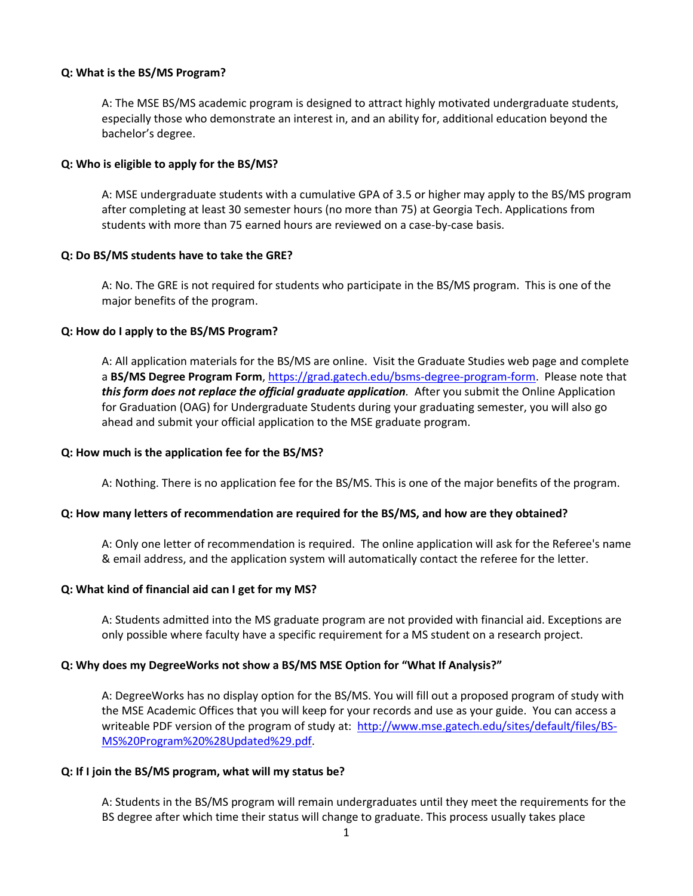**Q: What is the BS/MS Program?**

A: The MSE BS/MS academic program is designed to attract highly motivated undergraduate students, especially those who demonstrate an interest in, and an ability for, additional education beyond the bachelor's degree.

**Q: Who is eligible to apply for the BS/MS?**

A: MSE undergraduate students with a cumulative GPA of 3.5 or higher may apply to the BS/MS program after completing at least 30 semester hours (no more than 75) at Georgia Tech. Applications from students with more than 75 earned hours are reviewed on a case-by-case basis.

**Q: Do BS/MS students have to take the GRE?**

A: No. The GRE is not required for students who participate in the BS/MS program. This is one of the major benefits of the program.

**Q: How do I apply to the BS/MS Program?**

A: All application materials for the BS/MS are online. Visit the Graduate Studies web page and complete a **BS/MS Degree Program Form**, [https://grad.gatech.edu/bsms-degree-program-form](https://grad.gatech.edu/bsms-degree-program-form). Please note that ***this form does not replace the official graduate application***. After you submit the Online Application for Graduation (OAG) for Undergraduate Students during your graduating semester, you will also go ahead and submit your official application to the MSE graduate program.

**Q: How much is the application fee for the BS/MS?**

A: Nothing. There is no application fee for the BS/MS. This is one of the major benefits of the program.

**Q: How many letters of recommendation are required for the BS/MS, and how are they obtained?**

A: Only one letter of recommendation is required. The online application will ask for the Referee's name & email address, and the application system will automatically contact the referee for the letter.

**Q: What kind of financial aid can I get for my MS?**

A: Students admitted into the MS graduate program are not provided with financial aid. Exceptions are only possible where faculty have a specific requirement for a MS student on a research project.

**Q: Why does my DegreeWorks not show a BS/MS MSE Option for "What If Analysis?"**

A: DegreeWorks has no display option for the BS/MS. You will fill out a proposed program of study with the MSE Academic Offices that you will keep for your records and use as your guide. You can access a writeable PDF version of the program of study at: [http://www.mse.gatech.edu/sites/default/files/BS-MS%20Program%20%28Updated%29.pdf](http://www.mse.gatech.edu/sites/default/files/BS-MS%20Program%20%28Updated%29.pdf).

**Q: If I join the BS/MS program, what will my status be?**

A: Students in the BS/MS program will remain undergraduates until they meet the requirements for the BS degree after which time their status will change to graduate. This process usually takes place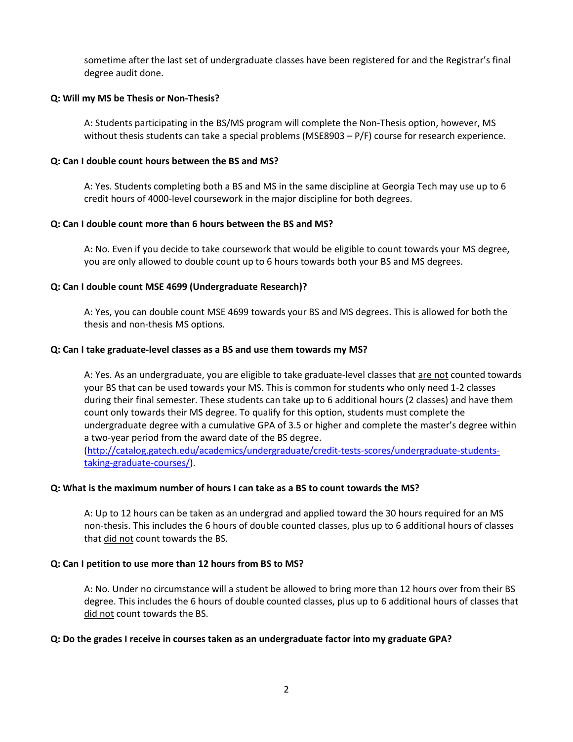sometime after the last set of undergraduate classes have been registered for and the Registrar's final degree audit done.

**Q: Will my MS be Thesis or Non-Thesis?**

A: Students participating in the BS/MS program will complete the Non-Thesis option, however, MS without thesis students can take a special problems (MSE8903 – P/F) course for research experience.

**Q: Can I double count hours between the BS and MS?**

A: Yes. Students completing both a BS and MS in the same discipline at Georgia Tech may use up to 6 credit hours of 4000-level coursework in the major discipline for both degrees.

**Q: Can I double count more than 6 hours between the BS and MS?**

A: No. Even if you decide to take coursework that would be eligible to count towards your MS degree, you are only allowed to double count up to 6 hours towards both your BS and MS degrees.

**Q: Can I double count MSE 4699 (Undergraduate Research)?**

A: Yes, you can double count MSE 4699 towards your BS and MS degrees. This is allowed for both the thesis and non-thesis MS options.

**Q: Can I take graduate-level classes as a BS and use them towards my MS?**

A: Yes. As an undergraduate, you are eligible to take graduate-level classes that <u>are not</u> counted towards your BS that can be used towards your MS. This is common for students who only need 1-2 classes during their final semester. These students can take up to 6 additional hours (2 classes) and have them count only towards their MS degree. To qualify for this option, students must complete the undergraduate degree with a cumulative GPA of 3.5 or higher and complete the master's degree within a two-year period from the award date of the BS degree. ([http://catalog.gatech.edu/academics/undergraduate/credit-tests-scores/undergraduate-students-taking-graduate-courses/](http://catalog.gatech.edu/academics/undergraduate/credit-tests-scores/undergraduate-students-taking-graduate-courses/)).

**Q: What is the maximum number of hours I can take as a BS to count towards the MS?**

A: Up to 12 hours can be taken as an undergrad and applied toward the 30 hours required for an MS non-thesis. This includes the 6 hours of double counted classes, plus up to 6 additional hours of classes that <u>did not</u> count towards the BS.

**Q: Can I petition to use more than 12 hours from BS to MS?**

A: No. Under no circumstance will a student be allowed to bring more than 12 hours over from their BS degree. This includes the 6 hours of double counted classes, plus up to 6 additional hours of classes that <u>did not</u> count towards the BS.

**Q: Do the grades I receive in courses taken as an undergraduate factor into my graduate GPA?**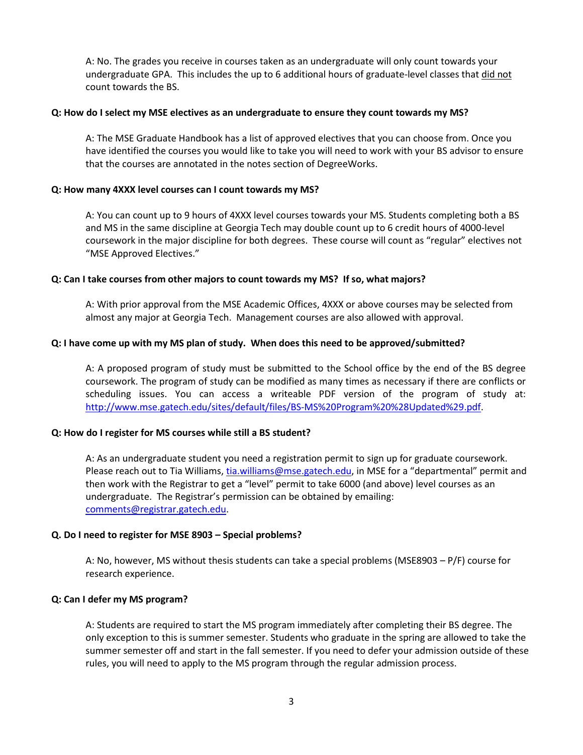A: No. The grades you receive in courses taken as an undergraduate will only count towards your undergraduate GPA. This includes the up to 6 additional hours of graduate-level classes that <u>did not</u> count towards the BS.

**Q: How do I select my MSE electives as an undergraduate to ensure they count towards my MS?**

A: The MSE Graduate Handbook has a list of approved electives that you can choose from. Once you have identified the courses you would like to take you will need to work with your BS advisor to ensure that the courses are annotated in the notes section of DegreeWorks.

**Q: How many 4XXX level courses can I count towards my MS?**

A: You can count up to 9 hours of 4XXX level courses towards your MS. Students completing both a BS and MS in the same discipline at Georgia Tech may double count up to 6 credit hours of 4000-level coursework in the major discipline for both degrees. These course will count as "regular" electives not "MSE Approved Electives."

**Q: Can I take courses from other majors to count towards my MS? If so, what majors?**

A: With prior approval from the MSE Academic Offices, 4XXX or above courses may be selected from almost any major at Georgia Tech. Management courses are also allowed with approval.

**Q: I have come up with my MS plan of study. When does this need to be approved/submitted?**

A: A proposed program of study must be submitted to the School office by the end of the BS degree coursework. The program of study can be modified as many times as necessary if there are conflicts or scheduling issues. You can access a writeable PDF version of the program of study at: http://www.mse.gatech.edu/sites/default/files/BS-MS%20Program%20%28Updated%29.pdf.

**Q: How do I register for MS courses while still a BS student?**

A: As an undergraduate student you need a registration permit to sign up for graduate coursework. Please reach out to Tia Williams, tia.williams@mse.gatech.edu, in MSE for a "departmental" permit and then work with the Registrar to get a "level" permit to take 6000 (and above) level courses as an undergraduate. The Registrar's permission can be obtained by emailing: comments@registrar.gatech.edu.

**Q. Do I need to register for MSE 8903 – Special problems?**

A: No, however, MS without thesis students can take a special problems (MSE8903 – P/F) course for research experience.

**Q: Can I defer my MS program?**

A: Students are required to start the MS program immediately after completing their BS degree. The only exception to this is summer semester. Students who graduate in the spring are allowed to take the summer semester off and start in the fall semester. If you need to defer your admission outside of these rules, you will need to apply to the MS program through the regular admission process.